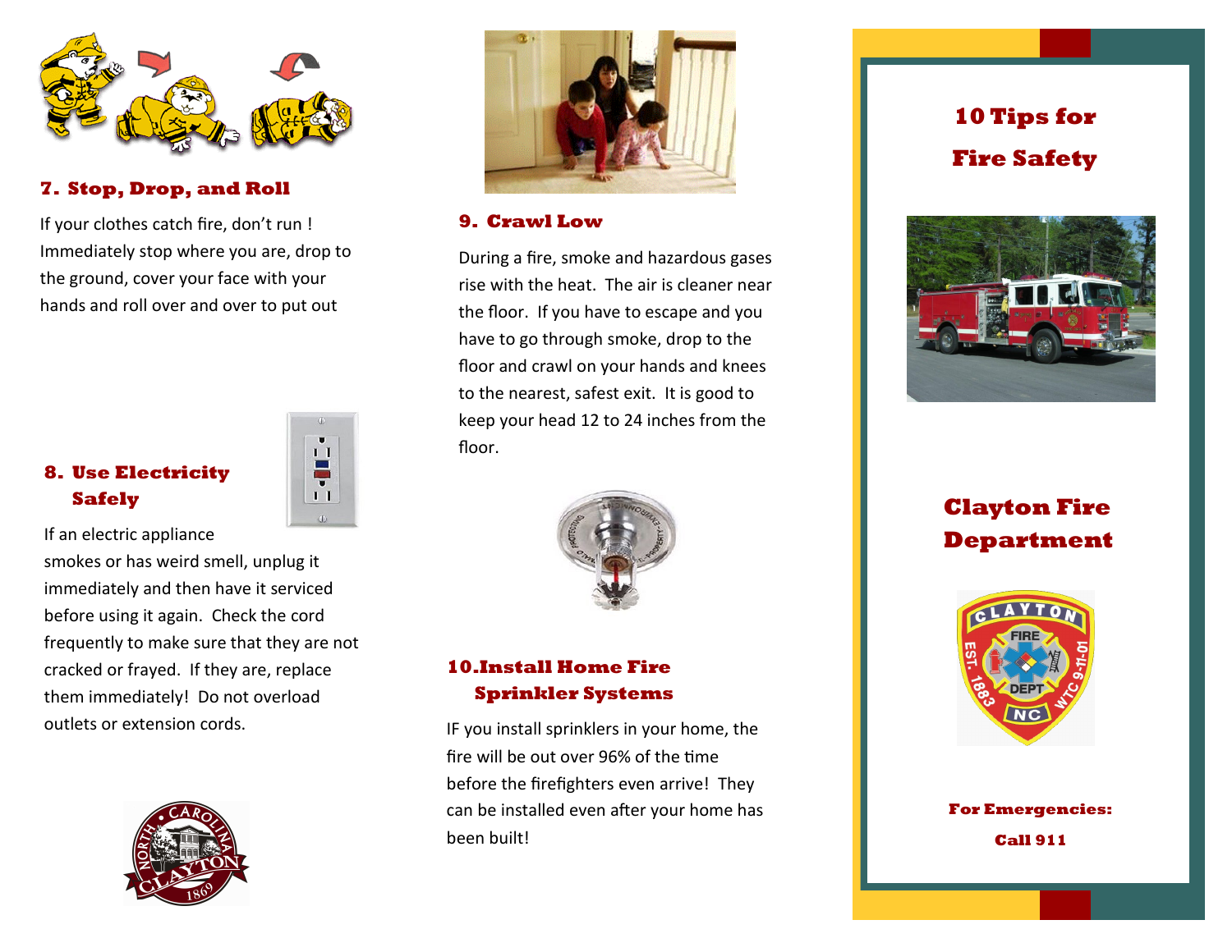## 7. Stop, Drop, and Roll

If your clothes catch fire, don't run ! Immediately stop where you are, drop to the ground, cover your face with your hands and roll over and over to put out

## 8. Use Electricity Safely

If an electric appliance smokes or has weird smell, unplug it immediately and then have it serviced before using it again. Check the cord frequently to make sure that they are not cracked or frayed. If they are, replace them immediately! Do not overload outlets or extension cords.

## 9. Crawl Low

During a fire, smoke and hazardous gases rise with the heat. The air is cleaner near the floor. If you have to escape and you have to go through smoke, drop to the floor and crawl on your hands and knees to the nearest, safest exit. It is good to keep your head 12 to 24 inches from the floor.

## 10.Install Home Fire Sprinkler Systems

IF you install sprinklers in your home, the fire will be out over 96% of the time before the firefighters even arrive! They can be installed even after your home has been built!

# 10 Tips for Fire Safety

# Clayton Fire Department

**For Emergencies:**

**Call 911**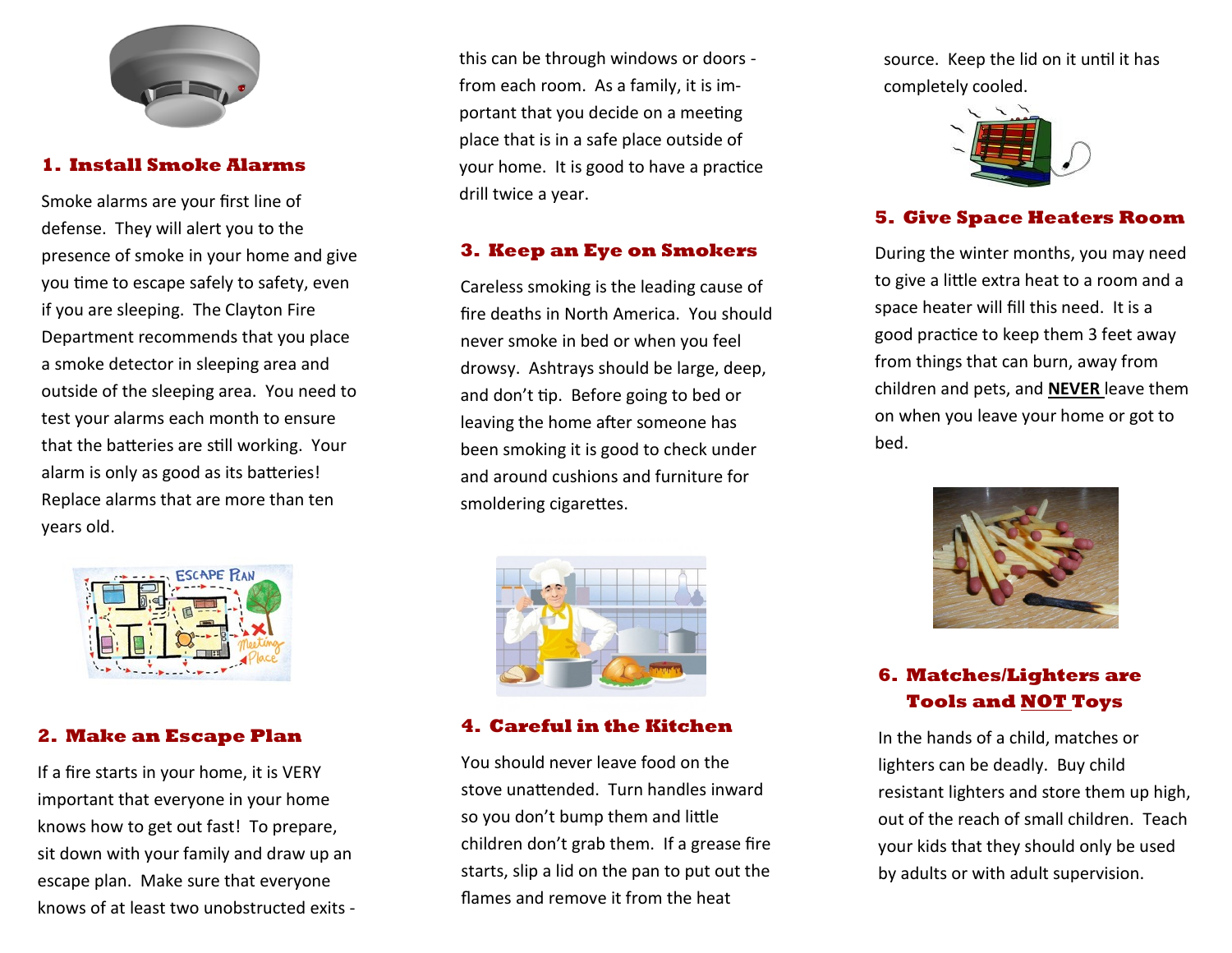## 1. Install Smoke Alarms

Smoke alarms are your first line of defense. They will alert you to the presence of smoke in your home and give you time to escape safely to safety, even if you are sleeping. The Clayton Fire Department recommends that you place a smoke detector in sleeping area and outside of the sleeping area. You need to test your alarms each month to ensure that the batteries are still working. Your alarm is only as good as its batteries! Replace alarms that are more than ten years old.

## 2. Make an Escape Plan

If a fire starts in your home, it is VERY important that everyone in your home knows how to get out fast! To prepare, sit down with your family and draw up an escape plan. Make sure that everyone knows of at least two unobstructed exits - this can be through windows or doors - from each room. As a family, it is important that you decide on a meeting place that is in a safe place outside of your home. It is good to have a practice drill twice a year.

## 3. Keep an Eye on Smokers

Careless smoking is the leading cause of fire deaths in North America. You should never smoke in bed or when you feel drowsy. Ashtrays should be large, deep, and don't tip. Before going to bed or leaving the home after someone has been smoking it is good to check under and around cushions and furniture for smoldering cigarettes.

## 4. Careful in the Kitchen

You should never leave food on the stove unattended. Turn handles inward so you don't bump them and little children don't grab them. If a grease fire starts, slip a lid on the pan to put out the flames and remove it from the heat source. Keep the lid on it until it has completely cooled.

## 5. Give Space Heaters Room

During the winter months, you may need to give a little extra heat to a room and a space heater will fill this need. It is a good practice to keep them 3 feet away from things that can burn, away from children and pets, and **NEVER** leave them on when you leave your home or got to bed.

## 6. Matches/Lighters are Tools and NOT Toys

In the hands of a child, matches or lighters can be deadly. Buy child resistant lighters and store them up high, out of the reach of small children. Teach your kids that they should only be used by adults or with adult supervision.